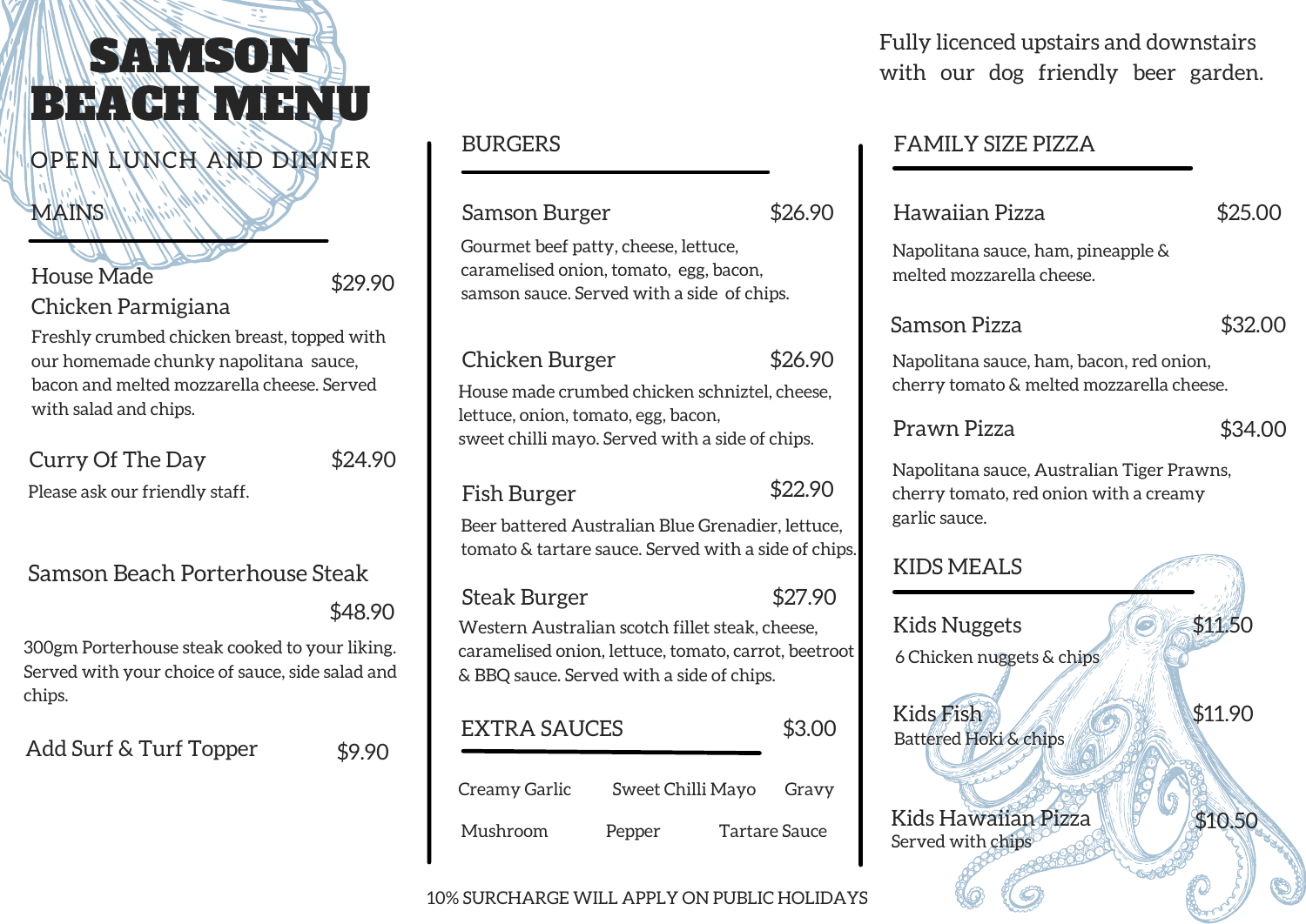# SAMSON BEACH MENU

OPEN LUNCH AND DINNER

Fully licenced upstairs and downstairs with our dog friendly beer garden.

## MAINS

**House Made Chicken Parmigiana** $29.90

Freshly crumbed chicken breast, topped with our homemade chunky napolitana sauce, bacon and melted mozzarella cheese. Served with salad and chips.

**Curry Of The Day** $24.90

Please ask our friendly staff.

**Samson Beach Porterhouse Steak** $48.90

300gm Porterhouse steak cooked to your liking. Served with your choice of sauce, side salad and chips.

**Add Surf & Turf Topper** $9.90

## BURGERS

**Samson Burger** $26.90

Gourmet beef patty, cheese, lettuce, caramelised onion, tomato, egg, bacon, samson sauce. Served with a side of chips.

**Chicken Burger** $26.90

House made crumbed chicken schniztel, cheese, lettuce, onion, tomato, egg, bacon, sweet chilli mayo. Served with a side of chips.

**Fish Burger** $22.90

Beer battered Australian Blue Grenadier, lettuce, tomato & tartare sauce. Served with a side of chips.

**Steak Burger** $27.90

Western Australian scotch fillet steak, cheese, caramelised onion, lettuce, tomato, carrot, beetroot & BBQ sauce. Served with a side of chips.

## EXTRA SAUCES $3.00

Creamy Garlic · Sweet Chilli Mayo · Gravy

Mushroom · Pepper · Tartare Sauce

## FAMILY SIZE PIZZA

**Hawaiian Pizza** $25.00

Napolitana sauce, ham, pineapple & melted mozzarella cheese.

**Samson Pizza** $32.00

Napolitana sauce, ham, bacon, red onion, cherry tomato & melted mozzarella cheese.

**Prawn Pizza** $34.00

Napolitana sauce, Australian Tiger Prawns, cherry tomato, red onion with a creamy garlic sauce.

## KIDS MEALS

**Kids Nuggets** $11.50

6 Chicken nuggets & chips

**Kids Fish** $11.90

Battered Hoki & chips

**Kids Hawaiian Pizza** $10.50

Served with chips

10% SURCHARGE WILL APPLY ON PUBLIC HOLIDAYS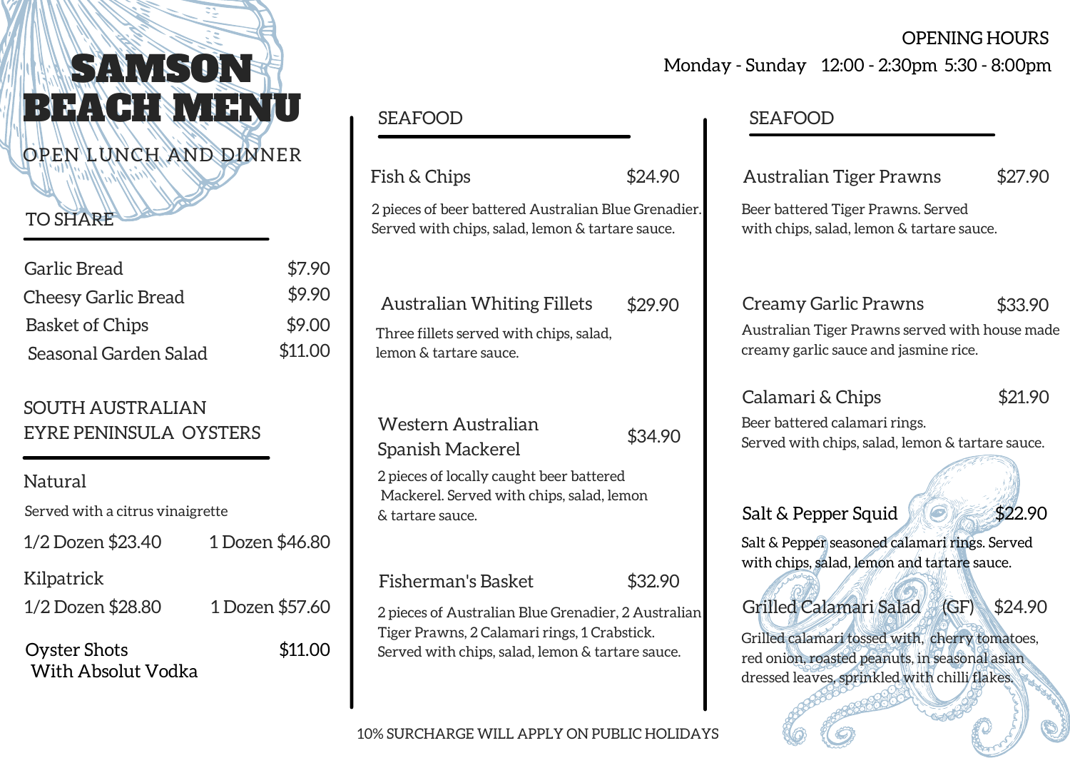# SAMSON BEACH MENU

OPEN LUNCH AND DINNER

OPENING HOURS

Monday - Sunday 12:00 - 2:30pm 5:30 - 8:00pm

## TO SHARE

| | |
|---|---|
| Garlic Bread | $7.90 |
| Cheesy Garlic Bread | $9.90 |
| Basket of Chips | $9.00 |
| Seasonal Garden Salad | $11.00 |

## SOUTH AUSTRALIAN EYRE PENINSULA OYSTERS

**Natural**

Served with a citrus vinaigrette

1/2 Dozen $23.40 1 Dozen $46.80

**Kilpatrick**

1/2 Dozen $28.80 1 Dozen $57.60

**Oyster Shots With Absolut Vodka** $11.00

## SEAFOOD

**Fish & Chips** $24.90

2 pieces of beer battered Australian Blue Grenadier. Served with chips, salad, lemon & tartare sauce.

**Australian Whiting Fillets** $29.90

Three fillets served with chips, salad, lemon & tartare sauce.

**Western Australian Spanish Mackerel** $34.90

2 pieces of locally caught beer battered Mackerel. Served with chips, salad, lemon & tartare sauce.

**Fisherman's Basket** $32.90

2 pieces of Australian Blue Grenadier, 2 Australian Tiger Prawns, 2 Calamari rings, 1 Crabstick. Served with chips, salad, lemon & tartare sauce.

## SEAFOOD

**Australian Tiger Prawns** $27.90

Beer battered Tiger Prawns. Served with chips, salad, lemon & tartare sauce.

**Creamy Garlic Prawns** $33.90

Australian Tiger Prawns served with house made creamy garlic sauce and jasmine rice.

**Calamari & Chips** $21.90

Beer battered calamari rings. Served with chips, salad, lemon & tartare sauce.

**Salt & Pepper Squid** $22.90

Salt & Pepper seasoned calamari rings. Served with chips, salad, lemon and tartare sauce.

**Grilled Calamari Salad (GF)** $24.90

Grilled calamari tossed with, cherry tomatoes, red onion, roasted peanuts, in seasonal asian dressed leaves, sprinkled with chilli flakes.

10% SURCHARGE WILL APPLY ON PUBLIC HOLIDAYS